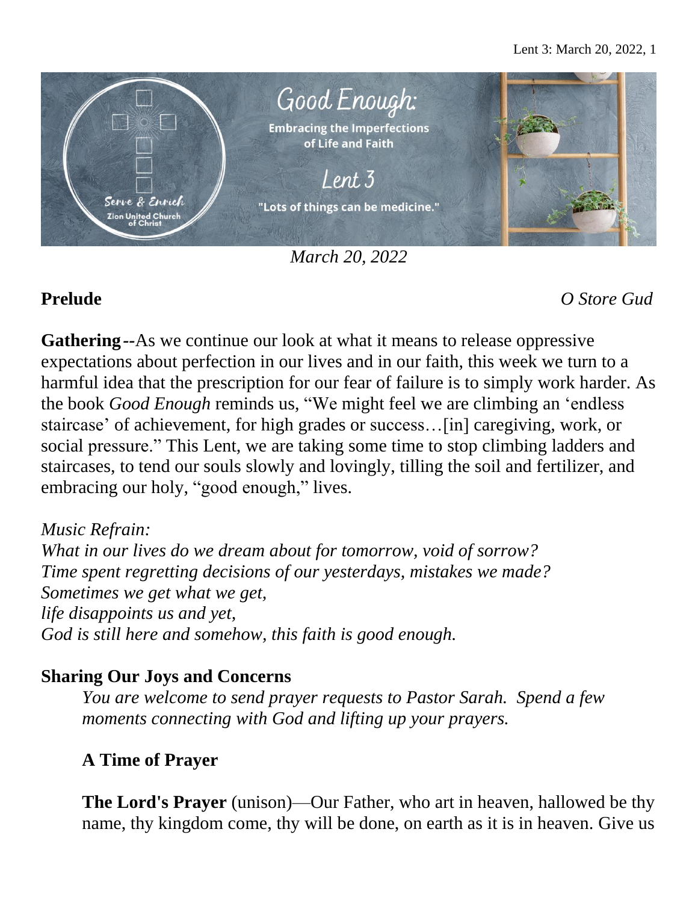Good Enough:

Embracing the Imperfections of Life and Faith

Lent 3

"Lots of things can be medicine."

*March 20, 2022*

**Prelude** *O Store Gud*

**Gathering**--As we continue our look at what it means to release oppressive expectations about perfection in our lives and in our faith, this week we turn to a harmful idea that the prescription for our fear of failure is to simply work harder. As the book *Good Enough* reminds us, "We might feel we are climbing an 'endless staircase' of achievement, for high grades or success…[in] caregiving, work, or social pressure." This Lent, we are taking some time to stop climbing ladders and staircases, to tend our souls slowly and lovingly, tilling the soil and fertilizer, and embracing our holy, "good enough," lives.

*Music Refrain:*
*What in our lives do we dream about for tomorrow, void of sorrow?*
*Time spent regretting decisions of our yesterdays, mistakes we made?*
*Sometimes we get what we get,*
*life disappoints us and yet,*
*God is still here and somehow, this faith is good enough.*

**Sharing Our Joys and Concerns**

*You are welcome to send prayer requests to Pastor Sarah. Spend a few moments connecting with God and lifting up your prayers.*

**A Time of Prayer**

**The Lord's Prayer** (unison)—Our Father, who art in heaven, hallowed be thy name, thy kingdom come, thy will be done, on earth as it is in heaven. Give us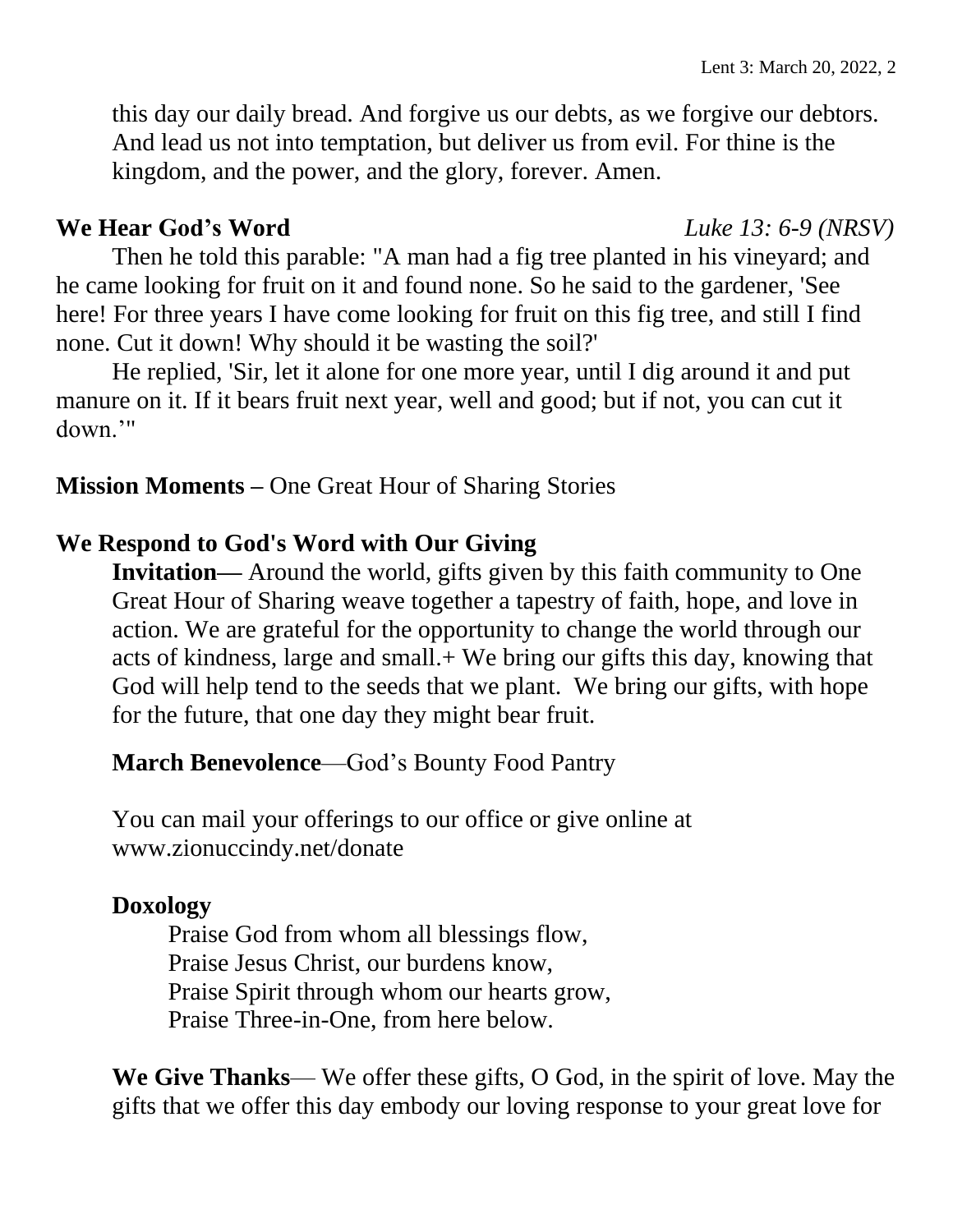this day our daily bread. And forgive us our debts, as we forgive our debtors. And lead us not into temptation, but deliver us from evil. For thine is the kingdom, and the power, and the glory, forever. Amen.

**We Hear God's Word** *Luke 13: 6-9 (NRSV)*

Then he told this parable: "A man had a fig tree planted in his vineyard; and he came looking for fruit on it and found none. So he said to the gardener, 'See here! For three years I have come looking for fruit on this fig tree, and still I find none. Cut it down! Why should it be wasting the soil?'

He replied, 'Sir, let it alone for one more year, until I dig around it and put manure on it. If it bears fruit next year, well and good; but if not, you can cut it down.'"

**Mission Moments –** One Great Hour of Sharing Stories

**We Respond to God's Word with Our Giving**

**Invitation—** Around the world, gifts given by this faith community to One Great Hour of Sharing weave together a tapestry of faith, hope, and love in action. We are grateful for the opportunity to change the world through our acts of kindness, large and small.+ We bring our gifts this day, knowing that God will help tend to the seeds that we plant. We bring our gifts, with hope for the future, that one day they might bear fruit.

**March Benevolence**—God's Bounty Food Pantry

You can mail your offerings to our office or give online at www.zionuccindy.net/donate

**Doxology**

Praise God from whom all blessings flow,
Praise Jesus Christ, our burdens know,
Praise Spirit through whom our hearts grow,
Praise Three-in-One, from here below.

**We Give Thanks**— We offer these gifts, O God, in the spirit of love. May the gifts that we offer this day embody our loving response to your great love for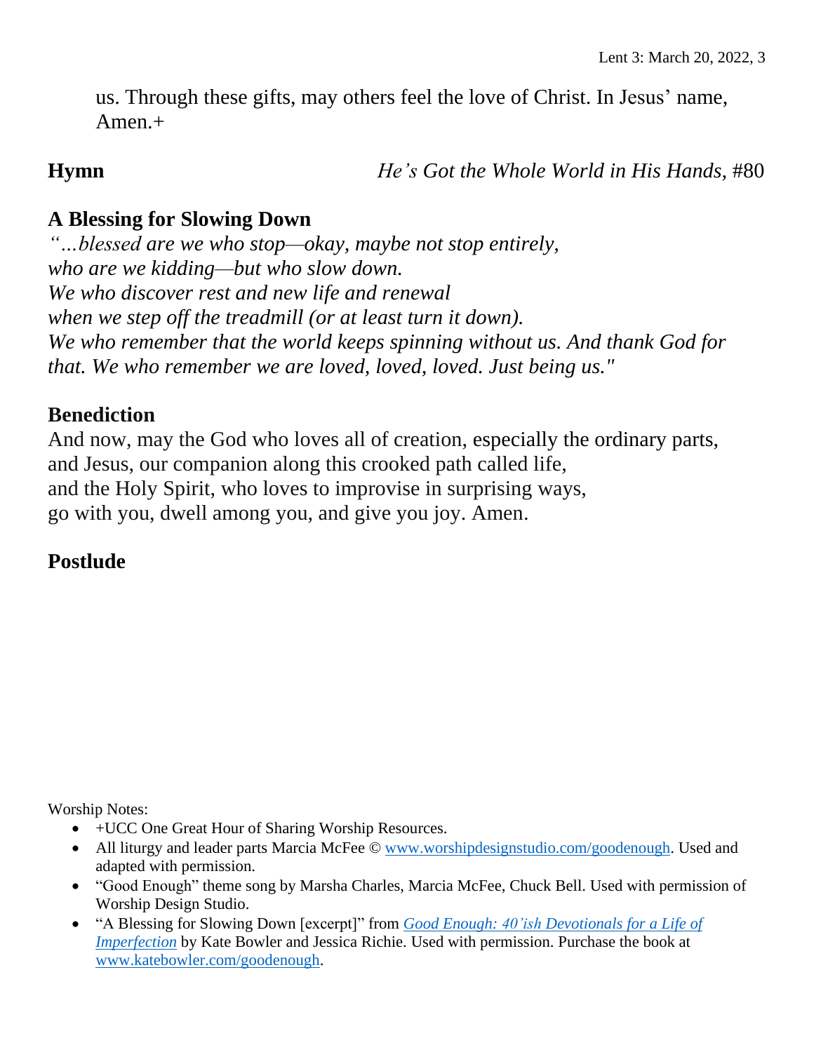us. Through these gifts, may others feel the love of Christ. In Jesus' name, Amen.+

**Hymn** *He's Got the Whole World in His Hands,* #80

**A Blessing for Slowing Down**

*"…blessed are we who stop—okay, maybe not stop entirely,*
*who are we kidding—but who slow down.*
*We who discover rest and new life and renewal*
*when we step off the treadmill (or at least turn it down).*
*We who remember that the world keeps spinning without us. And thank God for that. We who remember we are loved, loved, loved. Just being us."*

**Benediction**

And now, may the God who loves all of creation, especially the ordinary parts,
and Jesus, our companion along this crooked path called life,
and the Holy Spirit, who loves to improvise in surprising ways,
go with you, dwell among you, and give you joy. Amen.

**Postlude**

Worship Notes:

- +UCC One Great Hour of Sharing Worship Resources.
- All liturgy and leader parts Marcia McFee © www.worshipdesignstudio.com/goodenough. Used and adapted with permission.
- "Good Enough" theme song by Marsha Charles, Marcia McFee, Chuck Bell. Used with permission of Worship Design Studio.
- "A Blessing for Slowing Down [excerpt]" from *Good Enough: 40'ish Devotionals for a Life of Imperfection* by Kate Bowler and Jessica Richie. Used with permission. Purchase the book at www.katebowler.com/goodenough.